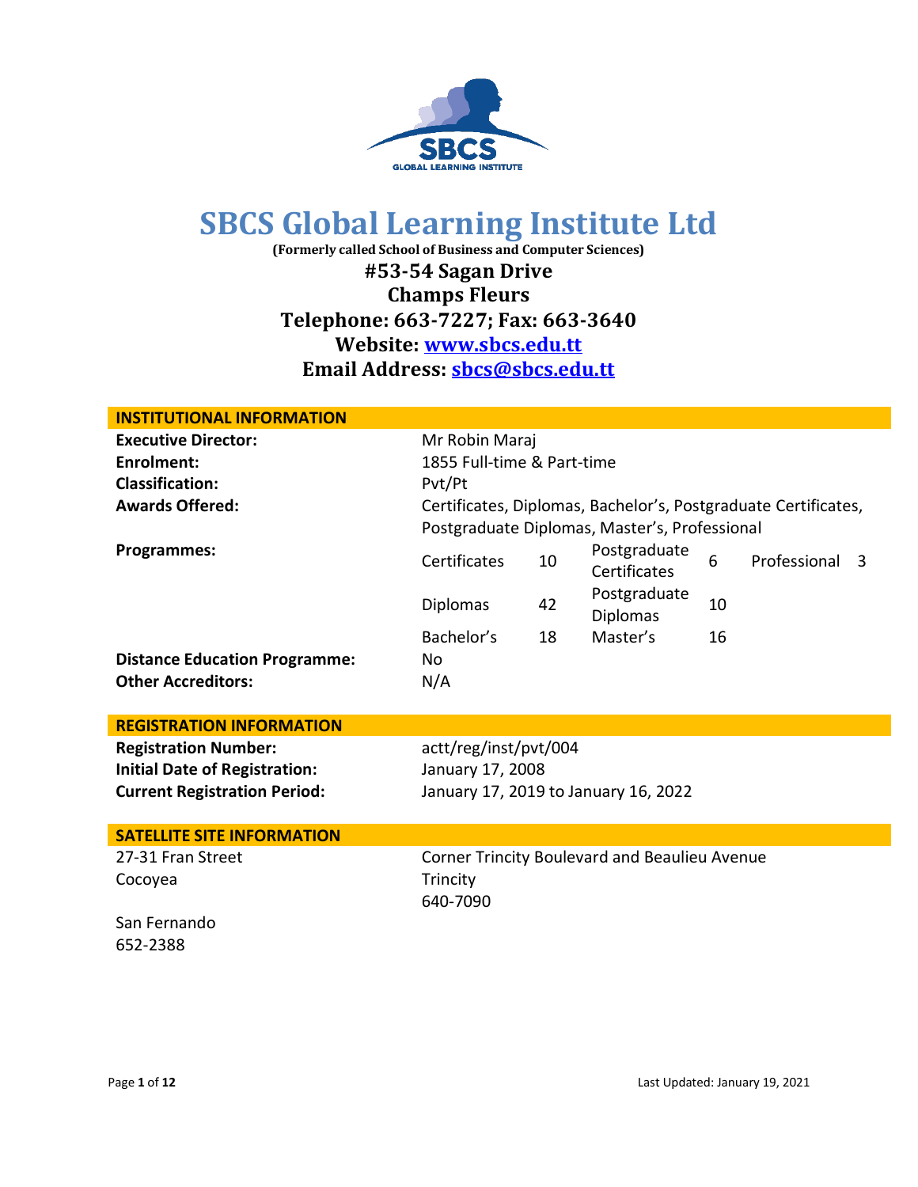# SBCS Global Learning Institute Ltd

**(Formerly called School of Business and Computer Sciences)**

**#53-54 Sagan Drive**
**Champs Fleurs**
**Telephone: 663-7227; Fax: 663-3640**
**Website: [www.sbcs.edu.tt](http://www.sbcs.edu.tt)**
**Email Address: [sbcs@sbcs.edu.tt](mailto:sbcs@sbcs.edu.tt)**

## INSTITUTIONAL INFORMATION

**Executive Director:** Mr Robin Maraj

**Enrolment:** 1855 Full-time & Part-time

**Classification:** Pvt/Pt

**Awards Offered:** Certificates, Diplomas, Bachelor's, Postgraduate Certificates, Postgraduate Diplomas, Master's, Professional

**Programmes:**

| | | | | | |
|---|---|---|---|---|---|
| Certificates | 10 | Postgraduate Certificates | 6 | Professional | 3 |
| Diplomas | 42 | Postgraduate Diplomas | 10 | | |
| Bachelor's | 18 | Master's | 16 | | |

**Distance Education Programme:** No

**Other Accreditors:** N/A

## REGISTRATION INFORMATION

**Registration Number:** actt/reg/inst/pvt/004

**Initial Date of Registration:** January 17, 2008

**Current Registration Period:** January 17, 2019 to January 16, 2022

## SATELLITE SITE INFORMATION

27-31 Fran Street
Cocoyea

San Fernando
652-2388

Corner Trincity Boulevard and Beaulieu Avenue
Trincity
640-7090

Last Updated: January 19, 2021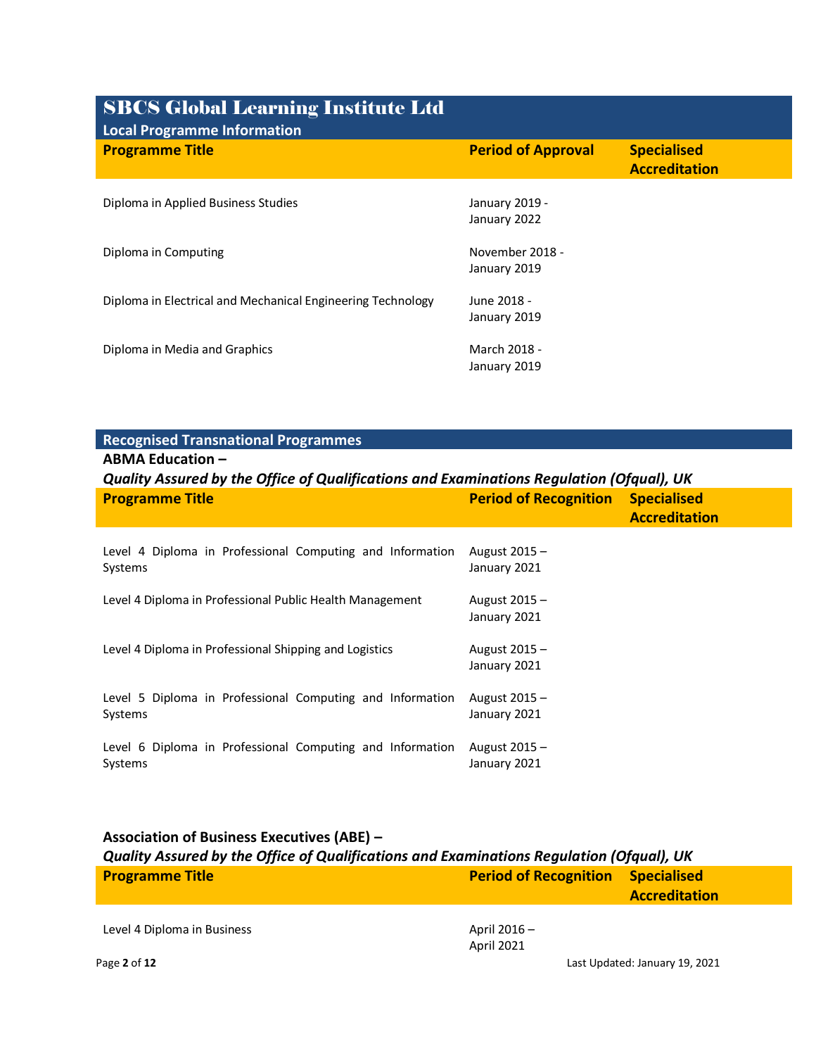# SBCS Global Learning Institute Ltd

## Local Programme Information

| Programme Title | Period of Approval | Specialised Accreditation |
|---|---|---|
| Diploma in Applied Business Studies | January 2019 - January 2022 | |
| Diploma in Computing | November 2018 - January 2019 | |
| Diploma in Electrical and Mechanical Engineering Technology | June 2018 - January 2019 | |
| Diploma in Media and Graphics | March 2018 - January 2019 | |

## Recognised Transnational Programmes

**ABMA Education –**
***Quality Assured by the Office of Qualifications and Examinations Regulation (Ofqual), UK***

| Programme Title | Period of Recognition | Specialised Accreditation |
|---|---|---|
| Level 4 Diploma in Professional Computing and Information Systems | August 2015 – January 2021 | |
| Level 4 Diploma in Professional Public Health Management | August 2015 – January 2021 | |
| Level 4 Diploma in Professional Shipping and Logistics | August 2015 – January 2021 | |
| Level 5 Diploma in Professional Computing and Information Systems | August 2015 – January 2021 | |
| Level 6 Diploma in Professional Computing and Information Systems | August 2015 – January 2021 | |

**Association of Business Executives (ABE) –**
***Quality Assured by the Office of Qualifications and Examinations Regulation (Ofqual), UK***

| Programme Title | Period of Recognition | Specialised Accreditation |
|---|---|---|
| Level 4 Diploma in Business | April 2016 – April 2021 | |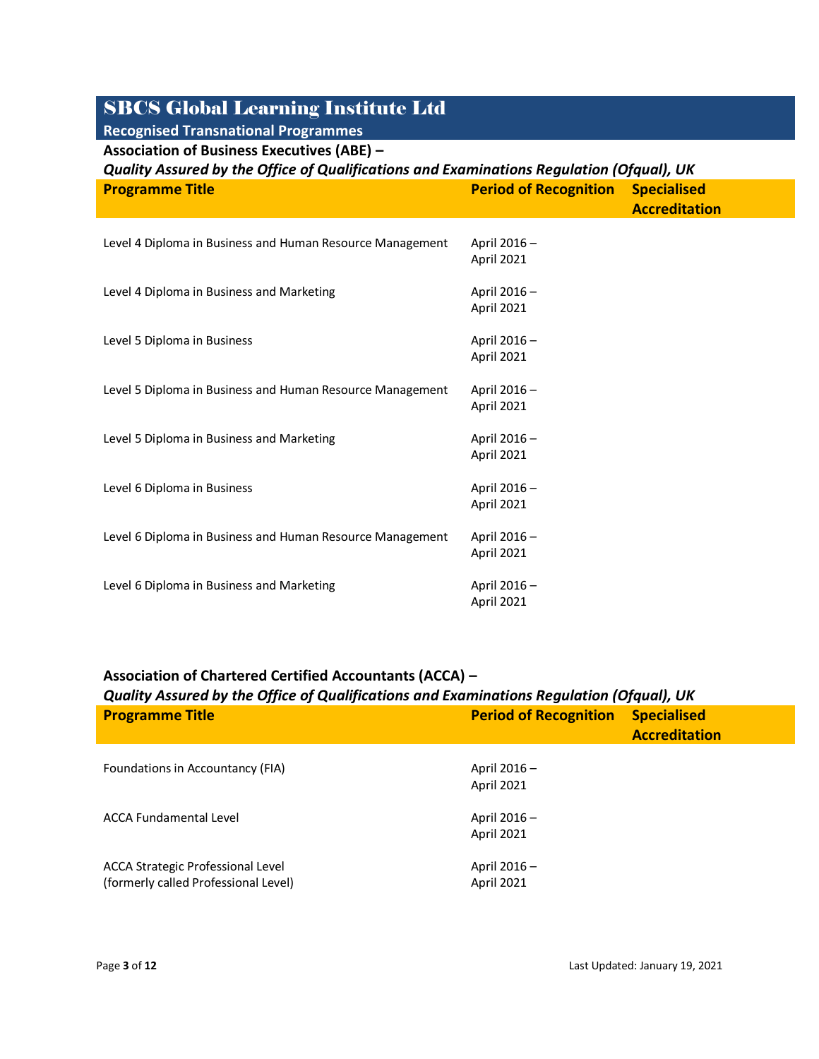# SBCS Global Learning Institute Ltd

## Recognised Transnational Programmes

### Association of Business Executives (ABE) –
### *Quality Assured by the Office of Qualifications and Examinations Regulation (Ofqual), UK*

| Programme Title | Period of Recognition | Specialised Accreditation |
|---|---|---|
| Level 4 Diploma in Business and Human Resource Management | April 2016 – April 2021 | |
| Level 4 Diploma in Business and Marketing | April 2016 – April 2021 | |
| Level 5 Diploma in Business | April 2016 – April 2021 | |
| Level 5 Diploma in Business and Human Resource Management | April 2016 – April 2021 | |
| Level 5 Diploma in Business and Marketing | April 2016 – April 2021 | |
| Level 6 Diploma in Business | April 2016 – April 2021 | |
| Level 6 Diploma in Business and Human Resource Management | April 2016 – April 2021 | |
| Level 6 Diploma in Business and Marketing | April 2016 – April 2021 | |

### Association of Chartered Certified Accountants (ACCA) –
### *Quality Assured by the Office of Qualifications and Examinations Regulation (Ofqual), UK*

| Programme Title | Period of Recognition | Specialised Accreditation |
|---|---|---|
| Foundations in Accountancy (FIA) | April 2016 – April 2021 | |
| ACCA Fundamental Level | April 2016 – April 2021 | |
| ACCA Strategic Professional Level (formerly called Professional Level) | April 2016 – April 2021 | |

Last Updated: January 19, 2021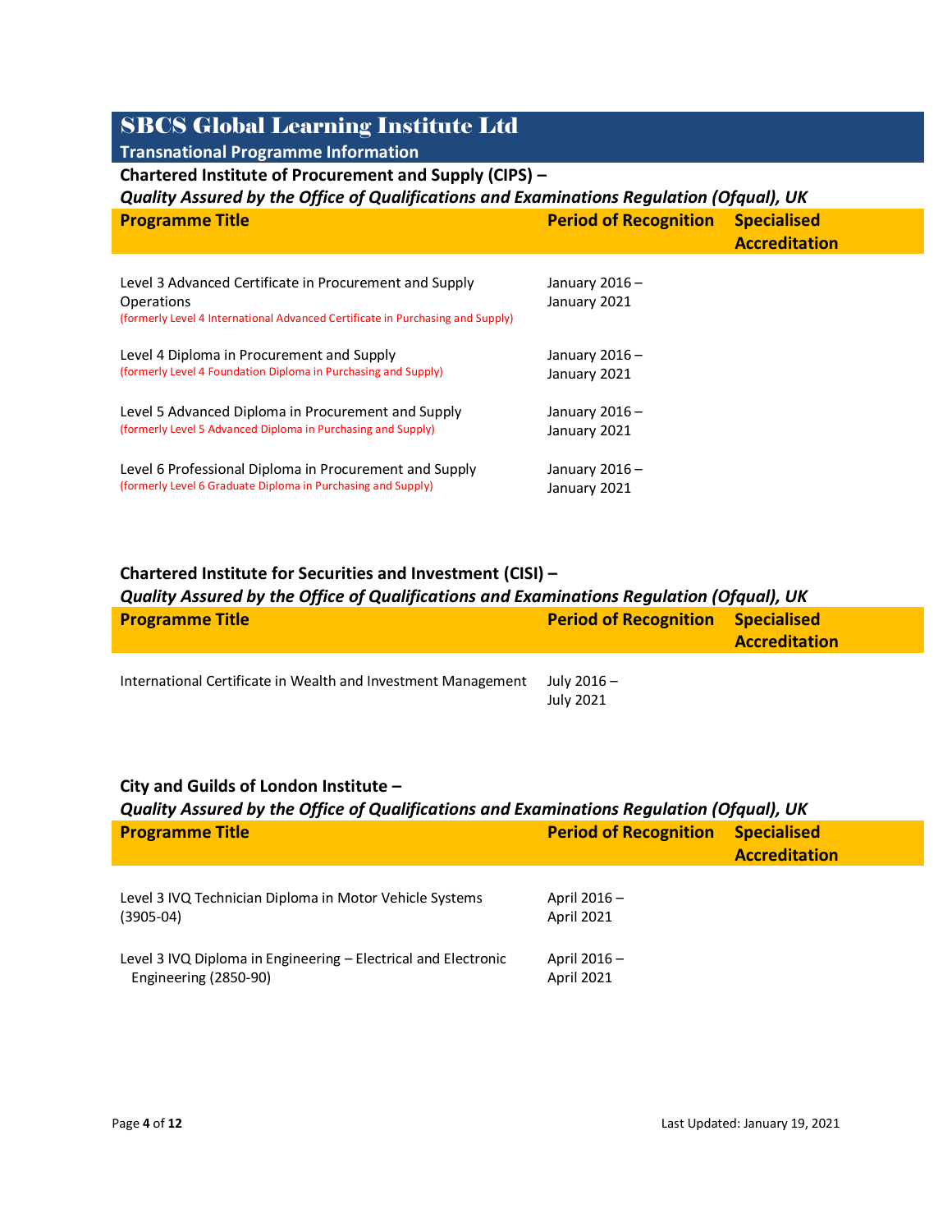# SBCS Global Learning Institute Ltd

## Transnational Programme Information

### Chartered Institute of Procurement and Supply (CIPS) –
*Quality Assured by the Office of Qualifications and Examinations Regulation (Ofqual), UK*

| Programme Title | Period of Recognition | Specialised Accreditation |
|---|---|---|
| Level 3 Advanced Certificate in Procurement and Supply Operations (formerly Level 4 International Advanced Certificate in Purchasing and Supply) | January 2016 – January 2021 | |
| Level 4 Diploma in Procurement and Supply (formerly Level 4 Foundation Diploma in Purchasing and Supply) | January 2016 – January 2021 | |
| Level 5 Advanced Diploma in Procurement and Supply (formerly Level 5 Advanced Diploma in Purchasing and Supply) | January 2016 – January 2021 | |
| Level 6 Professional Diploma in Procurement and Supply (formerly Level 6 Graduate Diploma in Purchasing and Supply) | January 2016 – January 2021 | |

### Chartered Institute for Securities and Investment (CISI) –
*Quality Assured by the Office of Qualifications and Examinations Regulation (Ofqual), UK*

| Programme Title | Period of Recognition | Specialised Accreditation |
|---|---|---|
| International Certificate in Wealth and Investment Management | July 2016 – July 2021 | |

### City and Guilds of London Institute –
*Quality Assured by the Office of Qualifications and Examinations Regulation (Ofqual), UK*

| Programme Title | Period of Recognition | Specialised Accreditation |
|---|---|---|
| Level 3 IVQ Technician Diploma in Motor Vehicle Systems (3905-04) | April 2016 – April 2021 | |
| Level 3 IVQ Diploma in Engineering – Electrical and Electronic Engineering (2850-90) | April 2016 – April 2021 | |

Last Updated: January 19, 2021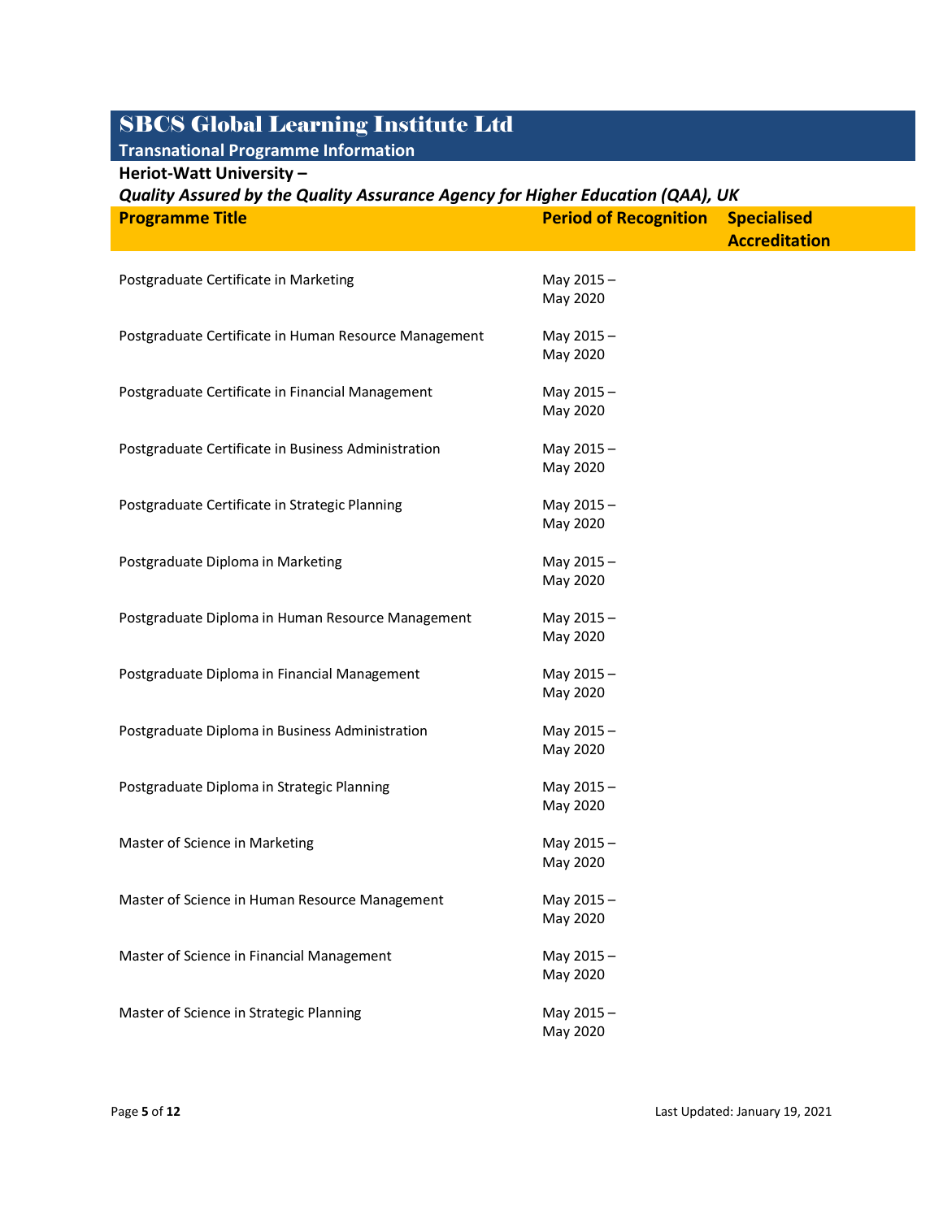# SBCS Global Learning Institute Ltd

## Transnational Programme Information

**Heriot-Watt University –**

***Quality Assured by the Quality Assurance Agency for Higher Education (QAA), UK***

| Programme Title | Period of Recognition | Specialised Accreditation |
|---|---|---|
| Postgraduate Certificate in Marketing | May 2015 – May 2020 | |
| Postgraduate Certificate in Human Resource Management | May 2015 – May 2020 | |
| Postgraduate Certificate in Financial Management | May 2015 – May 2020 | |
| Postgraduate Certificate in Business Administration | May 2015 – May 2020 | |
| Postgraduate Certificate in Strategic Planning | May 2015 – May 2020 | |
| Postgraduate Diploma in Marketing | May 2015 – May 2020 | |
| Postgraduate Diploma in Human Resource Management | May 2015 – May 2020 | |
| Postgraduate Diploma in Financial Management | May 2015 – May 2020 | |
| Postgraduate Diploma in Business Administration | May 2015 – May 2020 | |
| Postgraduate Diploma in Strategic Planning | May 2015 – May 2020 | |
| Master of Science in Marketing | May 2015 – May 2020 | |
| Master of Science in Human Resource Management | May 2015 – May 2020 | |
| Master of Science in Financial Management | May 2015 – May 2020 | |
| Master of Science in Strategic Planning | May 2015 – May 2020 | |

Last Updated: January 19, 2021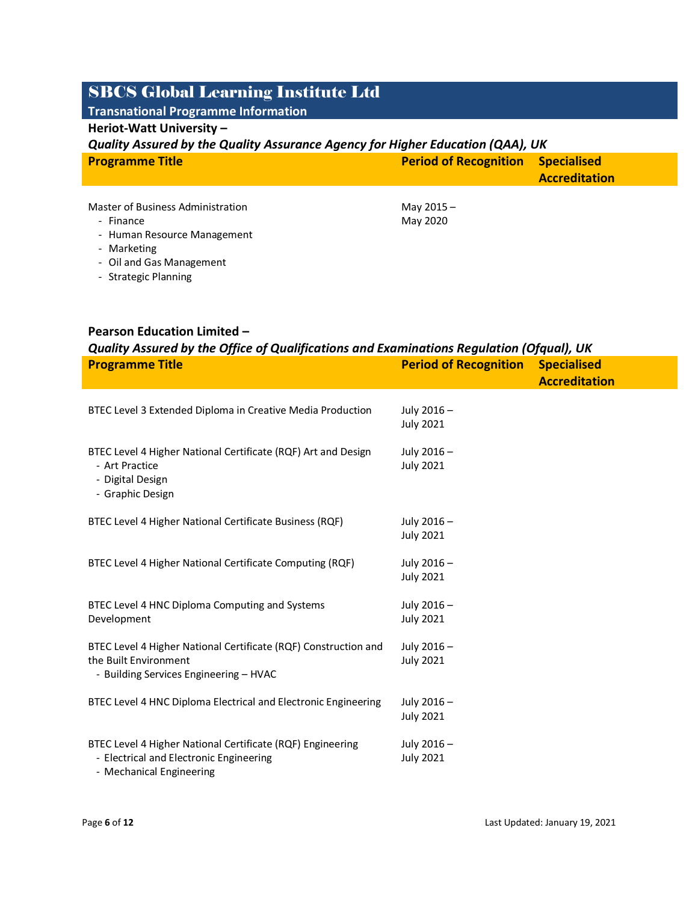# SBCS Global Learning Institute Ltd

## Transnational Programme Information

**Heriot-Watt University –**

***Quality Assured by the Quality Assurance Agency for Higher Education (QAA), UK***

| Programme Title | Period of Recognition | Specialised Accreditation |
|---|---|---|
| Master of Business Administration<br>- Finance<br>- Human Resource Management<br>- Marketing<br>- Oil and Gas Management<br>- Strategic Planning | May 2015 – May 2020 | |

**Pearson Education Limited –**

***Quality Assured by the Office of Qualifications and Examinations Regulation (Ofqual), UK***

| Programme Title | Period of Recognition | Specialised Accreditation |
|---|---|---|
| BTEC Level 3 Extended Diploma in Creative Media Production | July 2016 – July 2021 | |
| BTEC Level 4 Higher National Certificate (RQF) Art and Design<br>- Art Practice<br>- Digital Design<br>- Graphic Design | July 2016 – July 2021 | |
| BTEC Level 4 Higher National Certificate Business (RQF) | July 2016 – July 2021 | |
| BTEC Level 4 Higher National Certificate Computing (RQF) | July 2016 – July 2021 | |
| BTEC Level 4 HNC Diploma Computing and Systems Development | July 2016 – July 2021 | |
| BTEC Level 4 Higher National Certificate (RQF) Construction and the Built Environment<br>- Building Services Engineering – HVAC | July 2016 – July 2021 | |
| BTEC Level 4 HNC Diploma Electrical and Electronic Engineering | July 2016 – July 2021 | |
| BTEC Level 4 Higher National Certificate (RQF) Engineering<br>- Electrical and Electronic Engineering<br>- Mechanical Engineering | July 2016 – July 2021 | |

Last Updated: January 19, 2021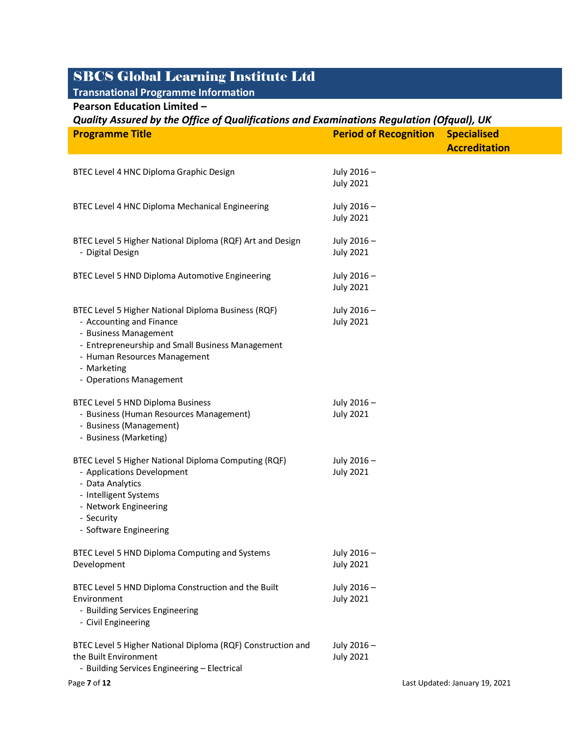# SBCS Global Learning Institute Ltd

## Transnational Programme Information

**Pearson Education Limited –**

***Quality Assured by the Office of Qualifications and Examinations Regulation (Ofqual), UK***

| Programme Title | Period of Recognition | Specialised Accreditation |
|---|---|---|
| BTEC Level 4 HNC Diploma Graphic Design | July 2016 – July 2021 | |
| BTEC Level 4 HNC Diploma Mechanical Engineering | July 2016 – July 2021 | |
| BTEC Level 5 Higher National Diploma (RQF) Art and Design<br>- Digital Design | July 2016 – July 2021 | |
| BTEC Level 5 HND Diploma Automotive Engineering | July 2016 – July 2021 | |
| BTEC Level 5 Higher National Diploma Business (RQF)<br>- Accounting and Finance<br>- Business Management<br>- Entrepreneurship and Small Business Management<br>- Human Resources Management<br>- Marketing<br>- Operations Management | July 2016 – July 2021 | |
| BTEC Level 5 HND Diploma Business<br>- Business (Human Resources Management)<br>- Business (Management)<br>- Business (Marketing) | July 2016 – July 2021 | |
| BTEC Level 5 Higher National Diploma Computing (RQF)<br>- Applications Development<br>- Data Analytics<br>- Intelligent Systems<br>- Network Engineering<br>- Security<br>- Software Engineering | July 2016 – July 2021 | |
| BTEC Level 5 HND Diploma Computing and Systems Development | July 2016 – July 2021 | |
| BTEC Level 5 HND Diploma Construction and the Built Environment<br>- Building Services Engineering<br>- Civil Engineering | July 2016 – July 2021 | |
| BTEC Level 5 Higher National Diploma (RQF) Construction and the Built Environment<br>- Building Services Engineering – Electrical | July 2016 – July 2021 | |

Last Updated: January 19, 2021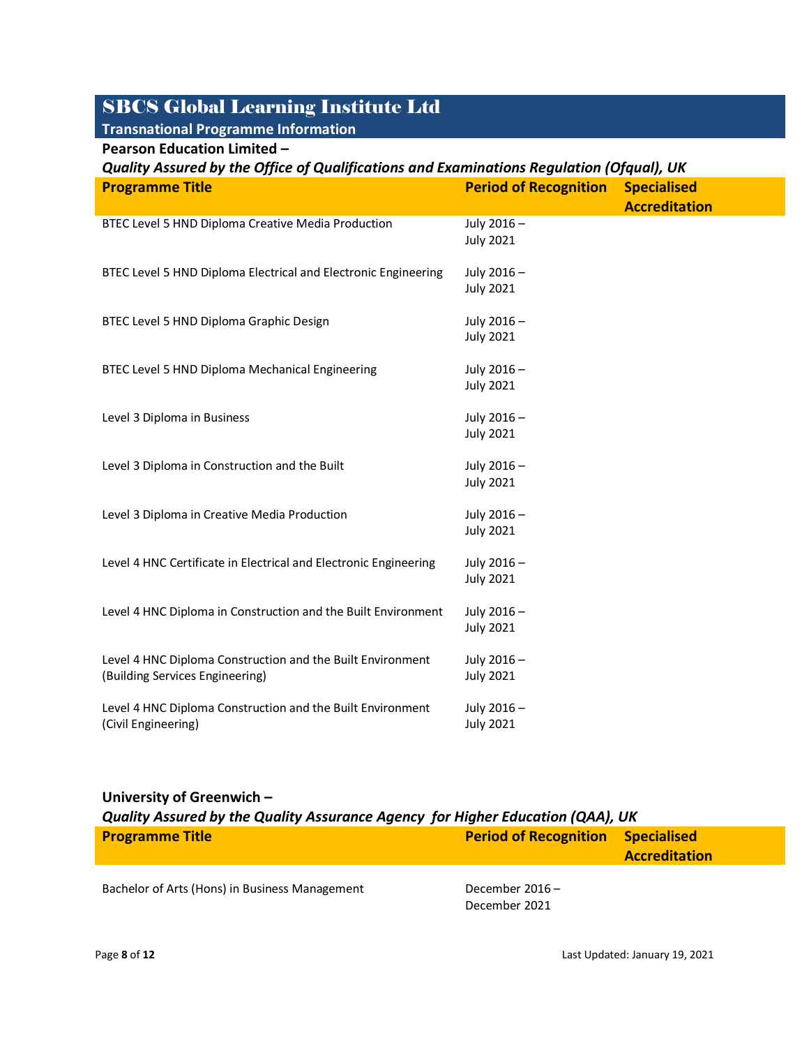# SBCS Global Learning Institute Ltd

## Transnational Programme Information

**Pearson Education Limited –**

***Quality Assured by the Office of Qualifications and Examinations Regulation (Ofqual), UK***

| Programme Title | Period of Recognition | Specialised Accreditation |
|---|---|---|
| BTEC Level 5 HND Diploma Creative Media Production | July 2016 – July 2021 | |
| BTEC Level 5 HND Diploma Electrical and Electronic Engineering | July 2016 – July 2021 | |
| BTEC Level 5 HND Diploma Graphic Design | July 2016 – July 2021 | |
| BTEC Level 5 HND Diploma Mechanical Engineering | July 2016 – July 2021 | |
| Level 3 Diploma in Business | July 2016 – July 2021 | |
| Level 3 Diploma in Construction and the Built | July 2016 – July 2021 | |
| Level 3 Diploma in Creative Media Production | July 2016 – July 2021 | |
| Level 4 HNC Certificate in Electrical and Electronic Engineering | July 2016 – July 2021 | |
| Level 4 HNC Diploma in Construction and the Built Environment | July 2016 – July 2021 | |
| Level 4 HNC Diploma Construction and the Built Environment (Building Services Engineering) | July 2016 – July 2021 | |
| Level 4 HNC Diploma Construction and the Built Environment (Civil Engineering) | July 2016 – July 2021 | |

**University of Greenwich –**

***Quality Assured by the Quality Assurance Agency for Higher Education (QAA), UK***

| Programme Title | Period of Recognition | Specialised Accreditation |
|---|---|---|
| Bachelor of Arts (Hons) in Business Management | December 2016 – December 2021 | |

Last Updated: January 19, 2021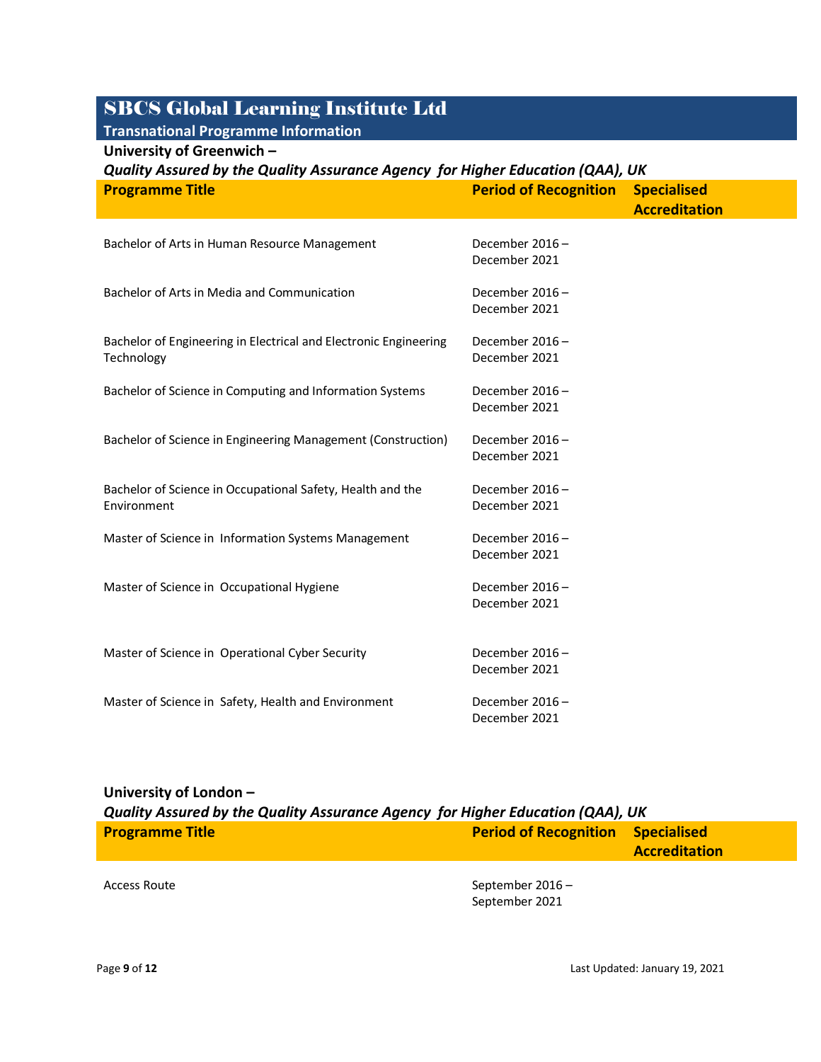# SBCS Global Learning Institute Ltd

## Transnational Programme Information

**University of Greenwich –**

***Quality Assured by the Quality Assurance Agency for Higher Education (QAA), UK***

| Programme Title | Period of Recognition | Specialised Accreditation |
|---|---|---|
| Bachelor of Arts in Human Resource Management | December 2016 – December 2021 | |
| Bachelor of Arts in Media and Communication | December 2016 – December 2021 | |
| Bachelor of Engineering in Electrical and Electronic Engineering Technology | December 2016 – December 2021 | |
| Bachelor of Science in Computing and Information Systems | December 2016 – December 2021 | |
| Bachelor of Science in Engineering Management (Construction) | December 2016 – December 2021 | |
| Bachelor of Science in Occupational Safety, Health and the Environment | December 2016 – December 2021 | |
| Master of Science in Information Systems Management | December 2016 – December 2021 | |
| Master of Science in Occupational Hygiene | December 2016 – December 2021 | |
| Master of Science in Operational Cyber Security | December 2016 – December 2021 | |
| Master of Science in Safety, Health and Environment | December 2016 – December 2021 | |

**University of London –**

***Quality Assured by the Quality Assurance Agency for Higher Education (QAA), UK***

| Programme Title | Period of Recognition | Specialised Accreditation |
|---|---|---|
| Access Route | September 2016 – September 2021 | |

Last Updated: January 19, 2021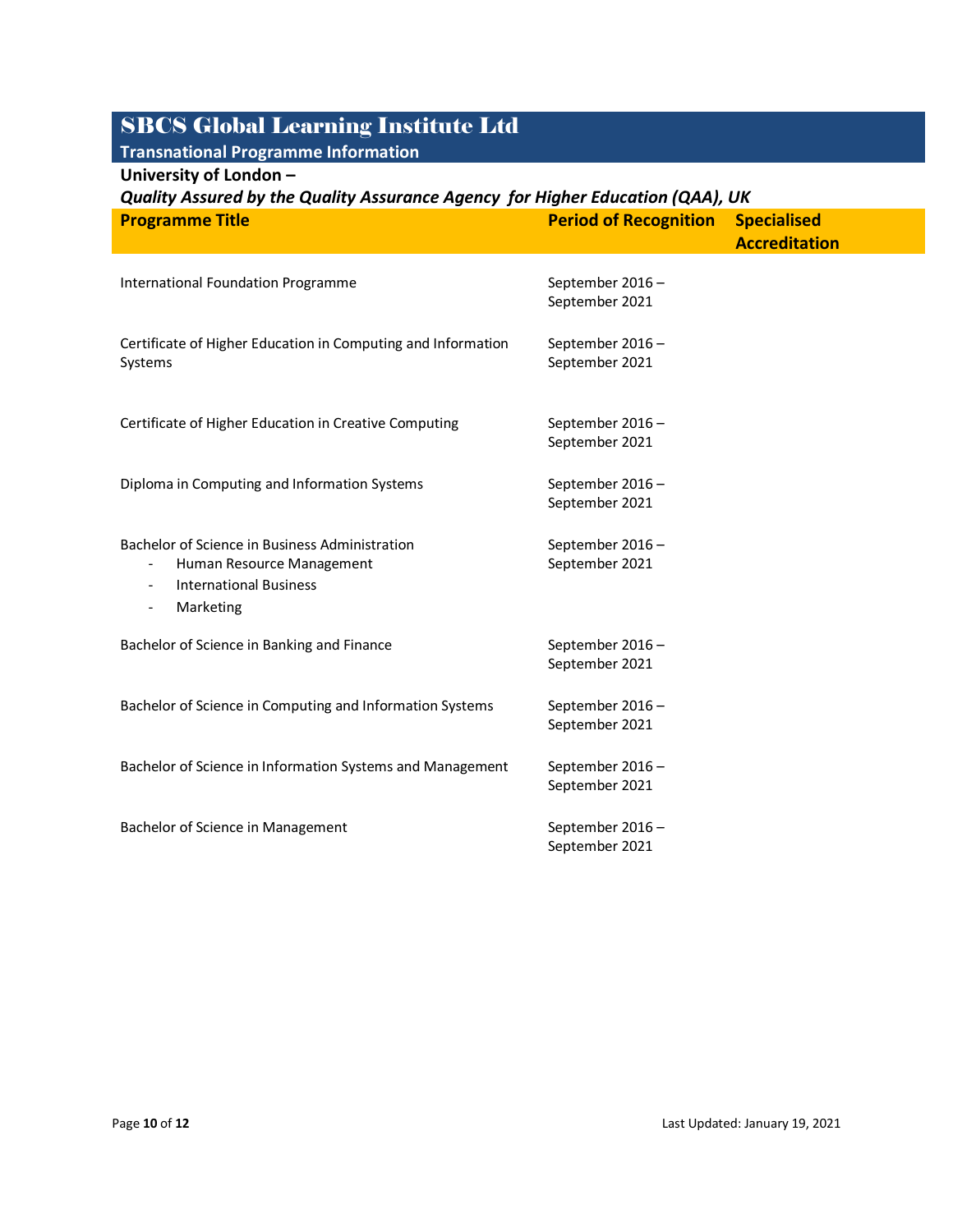# SBCS Global Learning Institute Ltd

## Transnational Programme Information

**University of London –**

***Quality Assured by the Quality Assurance Agency for Higher Education (QAA), UK***

| Programme Title | Period of Recognition | Specialised Accreditation |
|---|---|---|
| International Foundation Programme | September 2016 – September 2021 | |
| Certificate of Higher Education in Computing and Information Systems | September 2016 – September 2021 | |
| Certificate of Higher Education in Creative Computing | September 2016 – September 2021 | |
| Diploma in Computing and Information Systems | September 2016 – September 2021 | |
| Bachelor of Science in Business Administration<br>- Human Resource Management<br>- International Business<br>- Marketing | September 2016 – September 2021 | |
| Bachelor of Science in Banking and Finance | September 2016 – September 2021 | |
| Bachelor of Science in Computing and Information Systems | September 2016 – September 2021 | |
| Bachelor of Science in Information Systems and Management | September 2016 – September 2021 | |
| Bachelor of Science in Management | September 2016 – September 2021 | |

Last Updated: January 19, 2021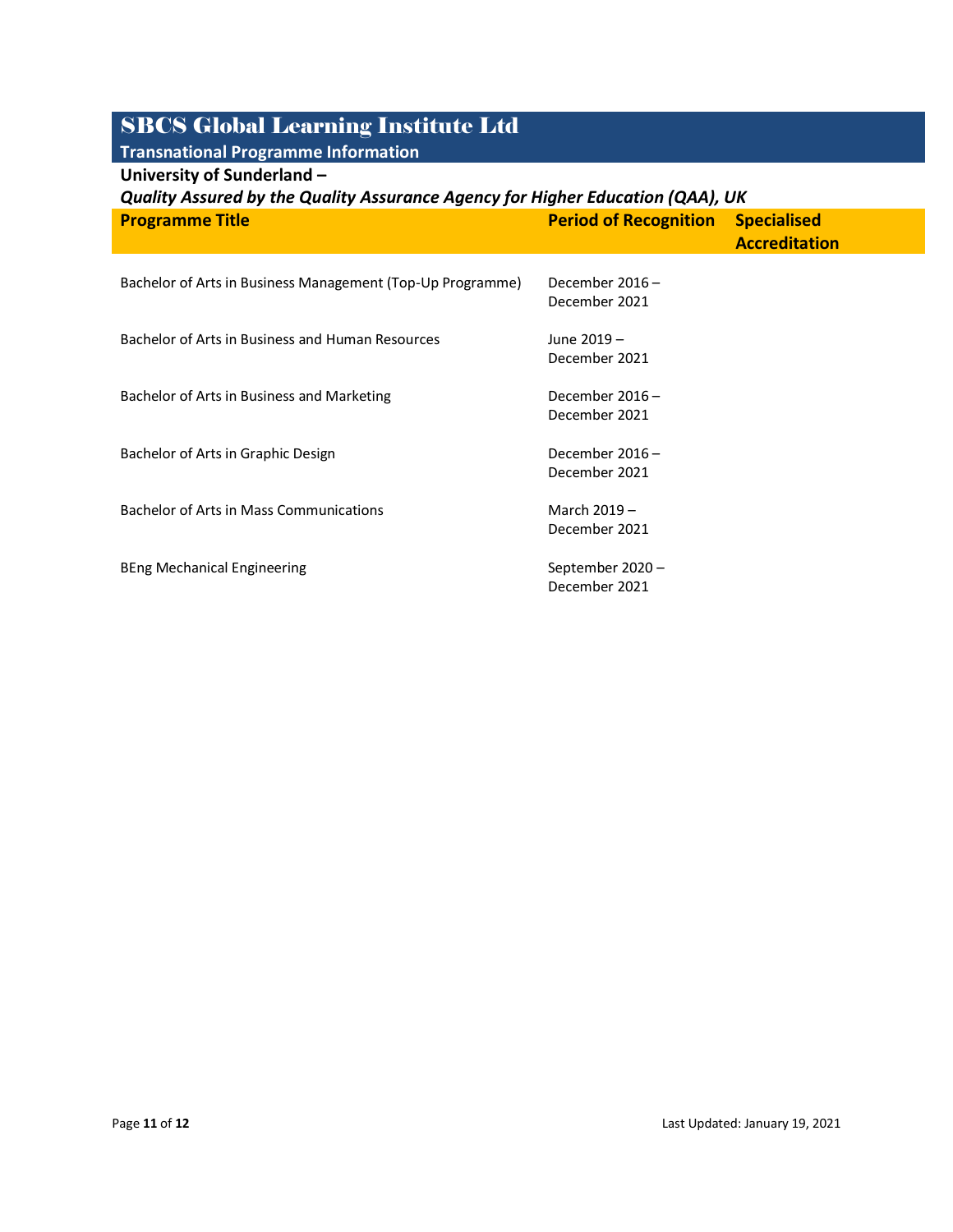# SBCS Global Learning Institute Ltd

## Transnational Programme Information

**University of Sunderland –**

***Quality Assured by the Quality Assurance Agency for Higher Education (QAA), UK***

| Programme Title | Period of Recognition | Specialised Accreditation |
|---|---|---|
| Bachelor of Arts in Business Management (Top-Up Programme) | December 2016 – December 2021 | |
| Bachelor of Arts in Business and Human Resources | June 2019 – December 2021 | |
| Bachelor of Arts in Business and Marketing | December 2016 – December 2021 | |
| Bachelor of Arts in Graphic Design | December 2016 – December 2021 | |
| Bachelor of Arts in Mass Communications | March 2019 – December 2021 | |
| BEng Mechanical Engineering | September 2020 – December 2021 | |

Last Updated: January 19, 2021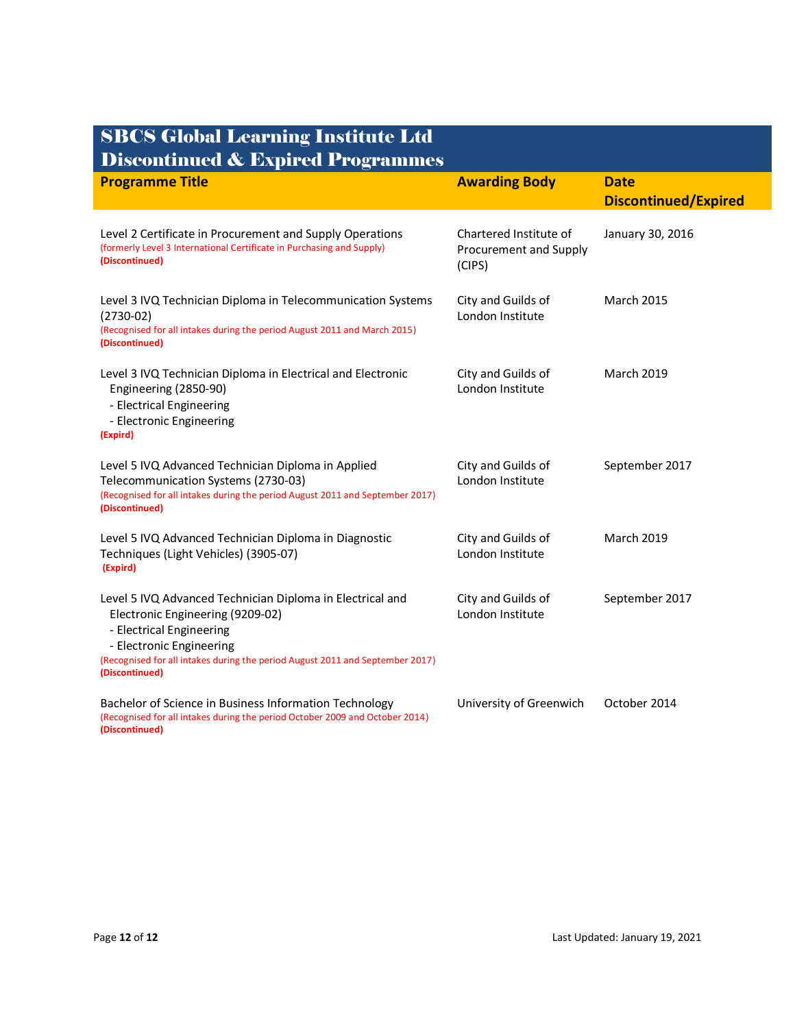# SBCS Global Learning Institute Ltd
# Discontinued & Expired Programmes

| Programme Title | Awarding Body | Date Discontinued/Expired |
|---|---|---|
| Level 2 Certificate in Procurement and Supply Operations<br>(formerly Level 3 International Certificate in Purchasing and Supply)<br>**(Discontinued)** | Chartered Institute of Procurement and Supply (CIPS) | January 30, 2016 |
| Level 3 IVQ Technician Diploma in Telecommunication Systems (2730-02)<br>(Recognised for all intakes during the period August 2011 and March 2015)<br>**(Discontinued)** | City and Guilds of London Institute | March 2015 |
| Level 3 IVQ Technician Diploma in Electrical and Electronic Engineering (2850-90)<br>- Electrical Engineering<br>- Electronic Engineering<br>**(Expird)** | City and Guilds of London Institute | March 2019 |
| Level 5 IVQ Advanced Technician Diploma in Applied Telecommunication Systems (2730-03)<br>(Recognised for all intakes during the period August 2011 and September 2017)<br>**(Discontinued)** | City and Guilds of London Institute | September 2017 |
| Level 5 IVQ Advanced Technician Diploma in Diagnostic Techniques (Light Vehicles) (3905-07)<br>**(Expird)** | City and Guilds of London Institute | March 2019 |
| Level 5 IVQ Advanced Technician Diploma in Electrical and Electronic Engineering (9209-02)<br>- Electrical Engineering<br>- Electronic Engineering<br>(Recognised for all intakes during the period August 2011 and September 2017)<br>**(Discontinued)** | City and Guilds of London Institute | September 2017 |
| Bachelor of Science in Business Information Technology<br>(Recognised for all intakes during the period October 2009 and October 2014)<br>**(Discontinued)** | University of Greenwich | October 2014 |

Last Updated: January 19, 2021